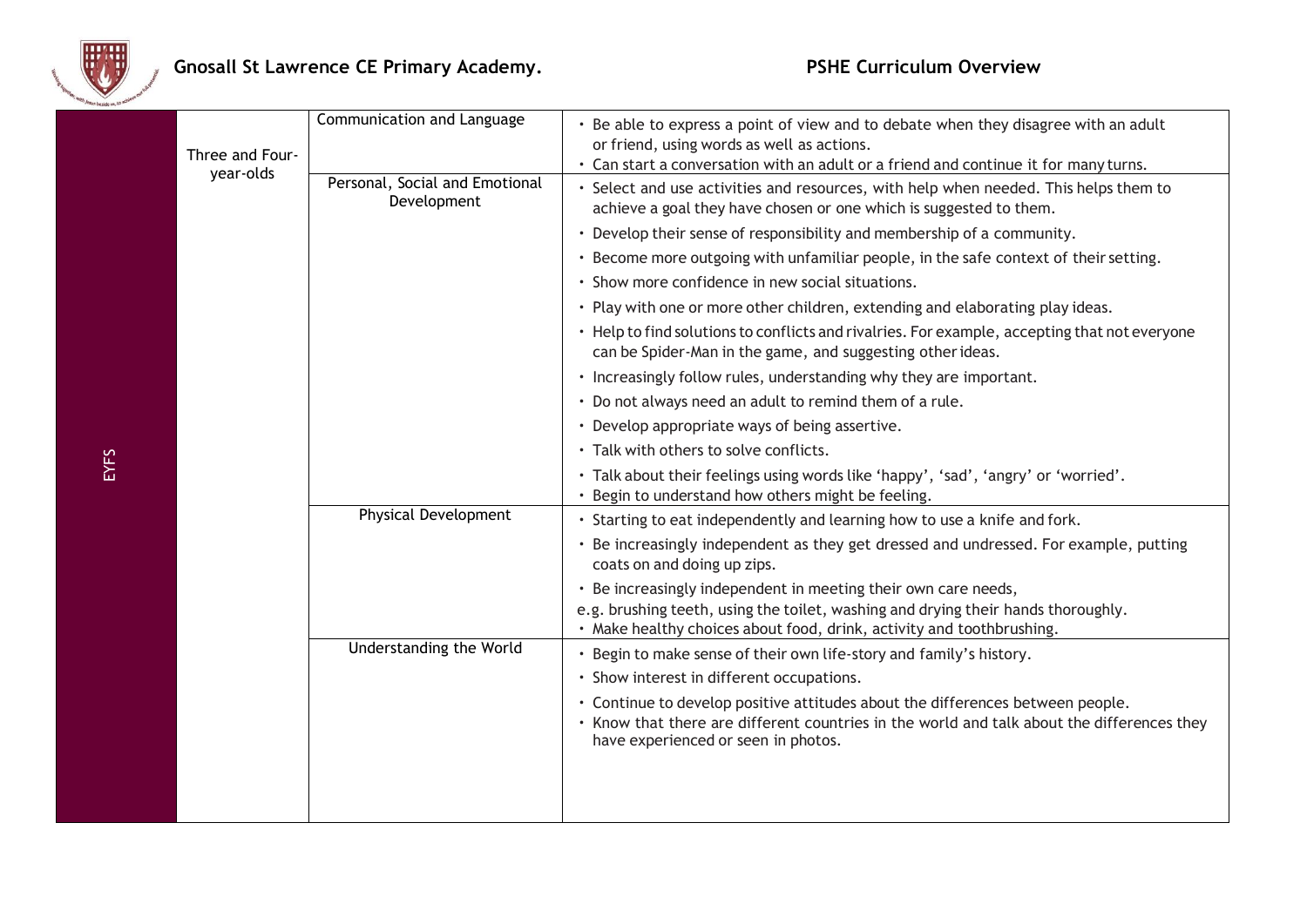# Gnosall St Lawrence CE Primary Academy.

## PSHE Curriculum Overview

| | | | |
|---|---|---|---|
| EYFS | Three and Four-year-olds | Communication and Language | • Be able to express a point of view and to debate when they disagree with an adult or friend, using words as well as actions.<br>• Can start a conversation with an adult or a friend and continue it for many turns. |
| | | Personal, Social and Emotional Development | • Select and use activities and resources, with help when needed. This helps them to achieve a goal they have chosen or one which is suggested to them.<br>• Develop their sense of responsibility and membership of a community.<br>• Become more outgoing with unfamiliar people, in the safe context of their setting.<br>• Show more confidence in new social situations.<br>• Play with one or more other children, extending and elaborating play ideas.<br>• Help to find solutions to conflicts and rivalries. For example, accepting that not everyone can be Spider-Man in the game, and suggesting other ideas.<br>• Increasingly follow rules, understanding why they are important.<br>• Do not always need an adult to remind them of a rule.<br>• Develop appropriate ways of being assertive.<br>• Talk with others to solve conflicts.<br>• Talk about their feelings using words like 'happy', 'sad', 'angry' or 'worried'.<br>• Begin to understand how others might be feeling. |
| | | Physical Development | • Starting to eat independently and learning how to use a knife and fork.<br>• Be increasingly independent as they get dressed and undressed. For example, putting coats on and doing up zips.<br>• Be increasingly independent in meeting their own care needs, e.g. brushing teeth, using the toilet, washing and drying their hands thoroughly.<br>• Make healthy choices about food, drink, activity and toothbrushing. |
| | | Understanding the World | • Begin to make sense of their own life-story and family's history.<br>• Show interest in different occupations.<br>• Continue to develop positive attitudes about the differences between people.<br>• Know that there are different countries in the world and talk about the differences they have experienced or seen in photos. |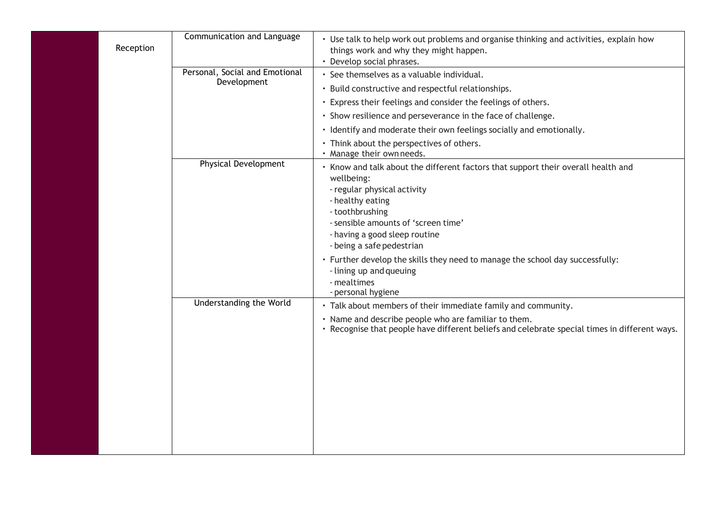| | | | |
|---|---|---|---|
| | Reception | Communication and Language | • Use talk to help work out problems and organise thinking and activities, explain how things work and why they might happen.<br>• Develop social phrases. |
| | | Personal, Social and Emotional Development | • See themselves as a valuable individual.<br>• Build constructive and respectful relationships.<br>• Express their feelings and consider the feelings of others.<br>• Show resilience and perseverance in the face of challenge.<br>• Identify and moderate their own feelings socially and emotionally.<br>• Think about the perspectives of others.<br>• Manage their own needs. |
| | | Physical Development | • Know and talk about the different factors that support their overall health and wellbeing:<br>- regular physical activity<br>- healthy eating<br>- toothbrushing<br>- sensible amounts of 'screen time'<br>- having a good sleep routine<br>- being a safe pedestrian<br>• Further develop the skills they need to manage the school day successfully:<br>- lining up and queuing<br>- mealtimes<br>- personal hygiene |
| | | Understanding the World | • Talk about members of their immediate family and community.<br>• Name and describe people who are familiar to them.<br>• Recognise that people have different beliefs and celebrate special times in different ways. |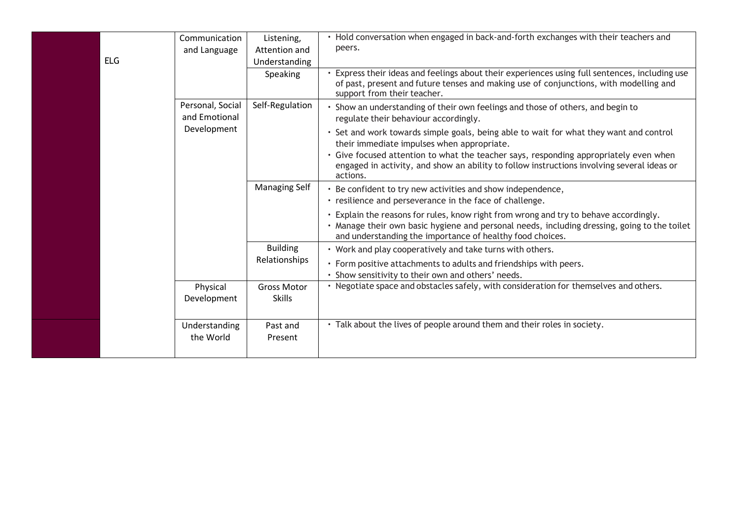|  |  |  |  |  |
|---|---|---|---|---|
|  | ELG | Communication and Language | Listening, Attention and Understanding | • Hold conversation when engaged in back-and-forth exchanges with their teachers and peers. |
|  |  |  | Speaking | • Express their ideas and feelings about their experiences using full sentences, including use of past, present and future tenses and making use of conjunctions, with modelling and support from their teacher. |
|  |  | Personal, Social and Emotional Development | Self-Regulation | • Show an understanding of their own feelings and those of others, and begin to regulate their behaviour accordingly.<br>• Set and work towards simple goals, being able to wait for what they want and control their immediate impulses when appropriate.<br>• Give focused attention to what the teacher says, responding appropriately even when engaged in activity, and show an ability to follow instructions involving several ideas or actions. |
|  |  |  | Managing Self | • Be confident to try new activities and show independence,<br>• resilience and perseverance in the face of challenge.<br>• Explain the reasons for rules, know right from wrong and try to behave accordingly.<br>• Manage their own basic hygiene and personal needs, including dressing, going to the toilet and understanding the importance of healthy food choices. |
|  |  |  | Building Relationships | • Work and play cooperatively and take turns with others.<br>• Form positive attachments to adults and friendships with peers.<br>• Show sensitivity to their own and others' needs. |
|  |  | Physical Development | Gross Motor Skills | • Negotiate space and obstacles safely, with consideration for themselves and others. |
|  |  | Understanding the World | Past and Present | • Talk about the lives of people around them and their roles in society. |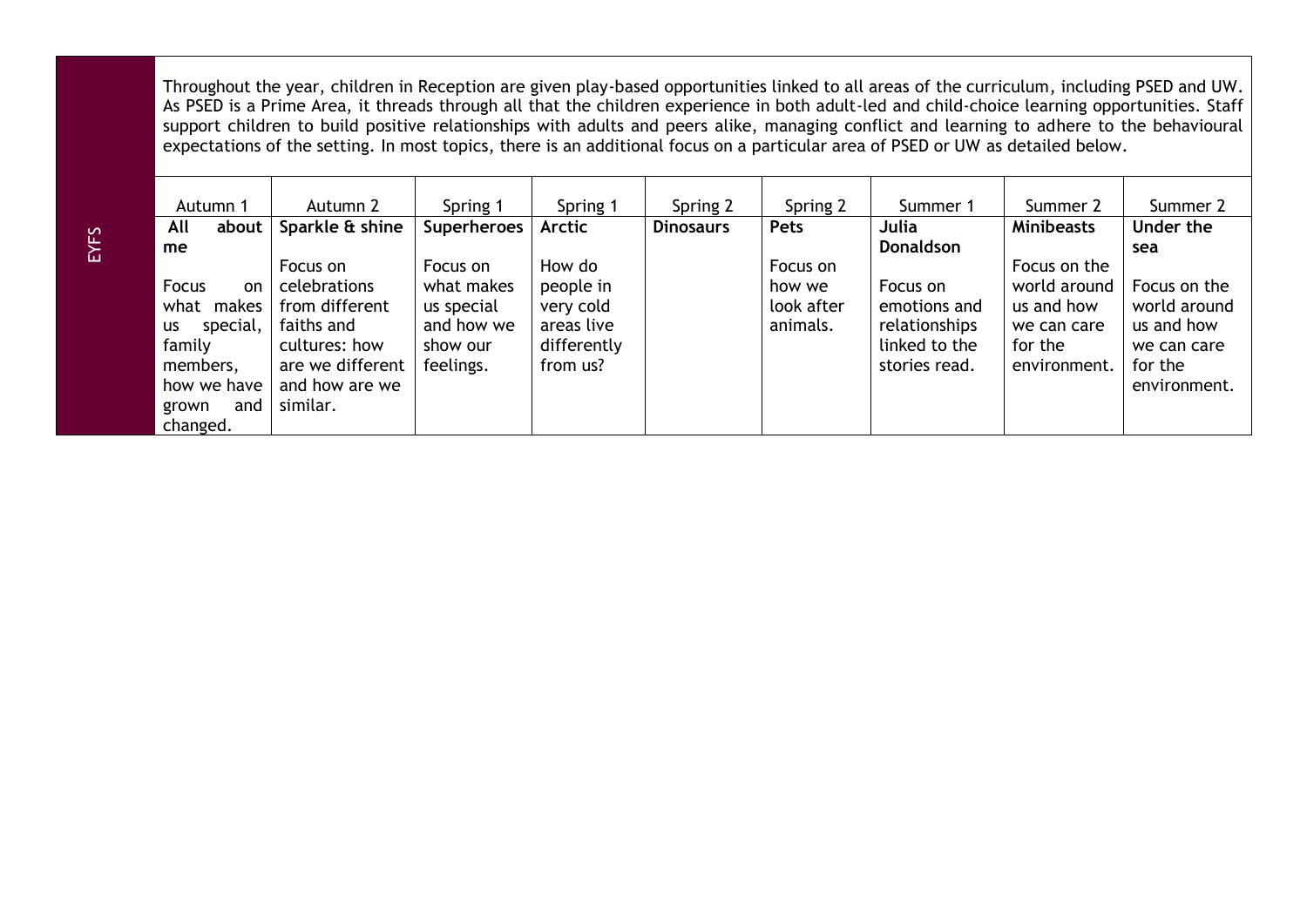EYFS

Throughout the year, children in Reception are given play-based opportunities linked to all areas of the curriculum, including PSED and UW. As PSED is a Prime Area, it threads through all that the children experience in both adult-led and child-choice learning opportunities. Staff support children to build positive relationships with adults and peers alike, managing conflict and learning to adhere to the behavioural expectations of the setting. In most topics, there is an additional focus on a particular area of PSED or UW as detailed below.

| Autumn 1 | Autumn 2 | Spring 1 | Spring 1 | Spring 2 | Spring 2 | Summer 1 | Summer 2 | Summer 2 |
|---|---|---|---|---|---|---|---|---|
| **All about me**<br><br>Focus on what makes us special, family members, how we have grown and changed. | **Sparkle & shine**<br><br>Focus on celebrations from different faiths and cultures: how are we different and how are we similar. | **Superheroes**<br><br>Focus on what makes us special and how we show our feelings. | **Arctic**<br><br>How do people in very cold areas live differently from us? | **Dinosaurs** | **Pets**<br><br>Focus on how we look after animals. | **Julia Donaldson**<br><br>Focus on emotions and relationships linked to the stories read. | **Minibeasts**<br><br>Focus on the world around us and how we can care for the environment. | **Under the sea**<br><br>Focus on the world around us and how we can care for the environment. |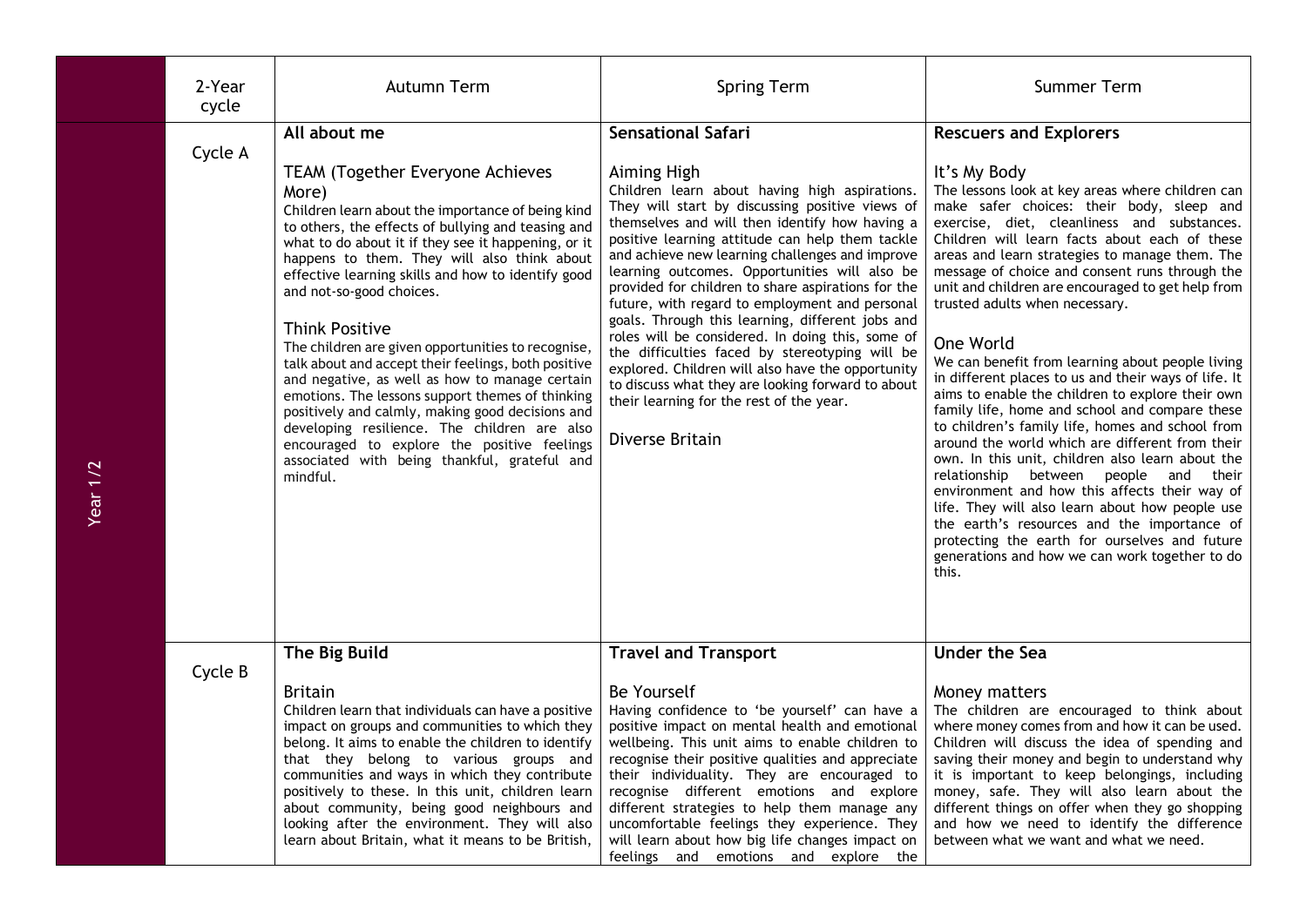| | 2-Year cycle | Autumn Term | Spring Term | Summer Term |
|---|---|---|---|---|
| Year 1/2 | Cycle A | **All about me**<br><br>TEAM (Together Everyone Achieves More)<br>Children learn about the importance of being kind to others, the effects of bullying and teasing and what to do about it if they see it happening, or it happens to them. They will also think about effective learning skills and how to identify good and not-so-good choices.<br><br>Think Positive<br>The children are given opportunities to recognise, talk about and accept their feelings, both positive and negative, as well as how to manage certain emotions. The lessons support themes of thinking positively and calmly, making good decisions and developing resilience. The children are also encouraged to explore the positive feelings associated with being thankful, grateful and mindful. | **Sensational Safari**<br><br>Aiming High<br>Children learn about having high aspirations. They will start by discussing positive views of themselves and will then identify how having a positive learning attitude can help them tackle and achieve new learning challenges and improve learning outcomes. Opportunities will also be provided for children to share aspirations for the future, with regard to employment and personal goals. Through this learning, different jobs and roles will be considered. In doing this, some of the difficulties faced by stereotyping will be explored. Children will also have the opportunity to discuss what they are looking forward to about their learning for the rest of the year.<br><br>Diverse Britain | **Rescuers and Explorers**<br><br>It's My Body<br>The lessons look at key areas where children can make safer choices: their body, sleep and exercise, diet, cleanliness and substances. Children will learn facts about each of these areas and learn strategies to manage them. The message of choice and consent runs through the unit and children are encouraged to get help from trusted adults when necessary.<br><br>One World<br>We can benefit from learning about people living in different places to us and their ways of life. It aims to enable the children to explore their own family life, home and school and compare these to children's family life, homes and school from around the world which are different from their own. In this unit, children also learn about the relationship between people and their environment and how this affects their way of life. They will also learn about how people use the earth's resources and the importance of protecting the earth for ourselves and future generations and how we can work together to do this. |
| | Cycle B | **The Big Build**<br><br>Britain<br>Children learn that individuals can have a positive impact on groups and communities to which they belong. It aims to enable the children to identify that they belong to various groups and communities and ways in which they contribute positively to these. In this unit, children learn about community, being good neighbours and looking after the environment. They will also learn about Britain, what it means to be British, | **Travel and Transport**<br><br>Be Yourself<br>Having confidence to 'be yourself' can have a positive impact on mental health and emotional wellbeing. This unit aims to enable children to recognise their positive qualities and appreciate their individuality. They are encouraged to recognise different emotions and explore different strategies to help them manage any uncomfortable feelings they experience. They will learn about how big life changes impact on feelings and emotions and explore the | **Under the Sea**<br><br>Money matters<br>The children are encouraged to think about where money comes from and how it can be used. Children will discuss the idea of spending and saving their money and begin to understand why it is important to keep belongings, including money, safe. They will also learn about the different things on offer when they go shopping and how we need to identify the difference between what we want and what we need. |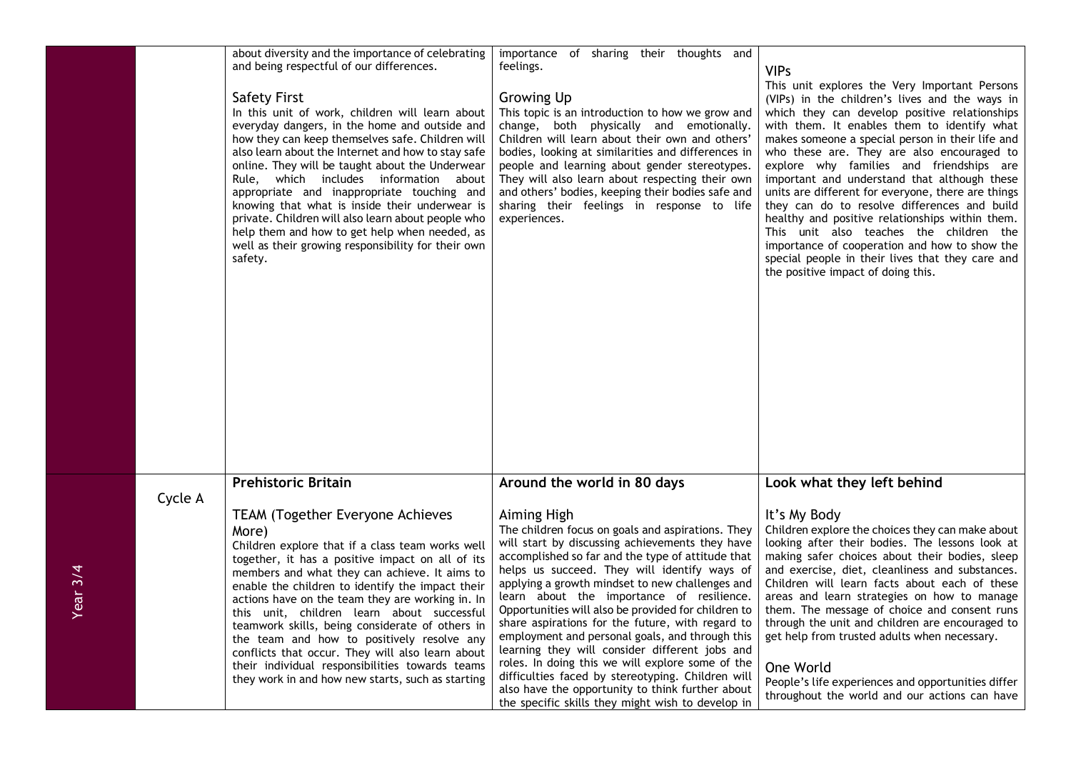| | | | | |
|---|---|---|---|---|
| | | about diversity and the importance of celebrating and being respectful of our differences.<br><br>Safety First<br>In this unit of work, children will learn about everyday dangers, in the home and outside and how they can keep themselves safe. Children will also learn about the Internet and how to stay safe online. They will be taught about the Underwear Rule, which includes information about appropriate and inappropriate touching and knowing that what is inside their underwear is private. Children will also learn about people who help them and how to get help when needed, as well as their growing responsibility for their own safety. | importance of sharing their thoughts and feelings.<br><br>Growing Up<br>This topic is an introduction to how we grow and change, both physically and emotionally. Children will learn about their own and others' bodies, looking at similarities and differences in people and learning about gender stereotypes. They will also learn about respecting their own and others' bodies, keeping their bodies safe and sharing their feelings in response to life experiences. | VIPs<br>This unit explores the Very Important Persons (VIPs) in the children's lives and the ways in which they can develop positive relationships with them. It enables them to identify what makes someone a special person in their life and who these are. They are also encouraged to explore why families and friendships are important and understand that although these units are different for everyone, there are things they can do to resolve differences and build healthy and positive relationships within them. This unit also teaches the children the importance of cooperation and how to show the special people in their lives that they care and the positive impact of doing this. |
| Year 3/4 | Cycle A | **Prehistoric Britain**<br><br>TEAM (Together Everyone Achieves More)<br>Children explore that if a class team works well together, it has a positive impact on all of its members and what they can achieve. It aims to enable the children to identify the impact their actions have on the team they are working in. In this unit, children learn about successful teamwork skills, being considerate of others in the team and how to positively resolve any conflicts that occur. They will also learn about their individual responsibilities towards teams they work in and how new starts, such as starting | **Around the world in 80 days**<br><br>Aiming High<br>The children focus on goals and aspirations. They will start by discussing achievements they have accomplished so far and the type of attitude that helps us succeed. They will identify ways of applying a growth mindset to new challenges and learn about the importance of resilience. Opportunities will also be provided for children to share aspirations for the future, with regard to employment and personal goals, and through this learning they will consider different jobs and roles. In doing this we will explore some of the difficulties faced by stereotyping. Children will also have the opportunity to think further about the specific skills they might wish to develop in | **Look what they left behind**<br><br>It's My Body<br>Children explore the choices they can make about looking after their bodies. The lessons look at making safer choices about their bodies, sleep and exercise, diet, cleanliness and substances. Children will learn facts about each of these areas and learn strategies on how to manage them. The message of choice and consent runs through the unit and children are encouraged to get help from trusted adults when necessary.<br><br>One World<br>People's life experiences and opportunities differ throughout the world and our actions can have |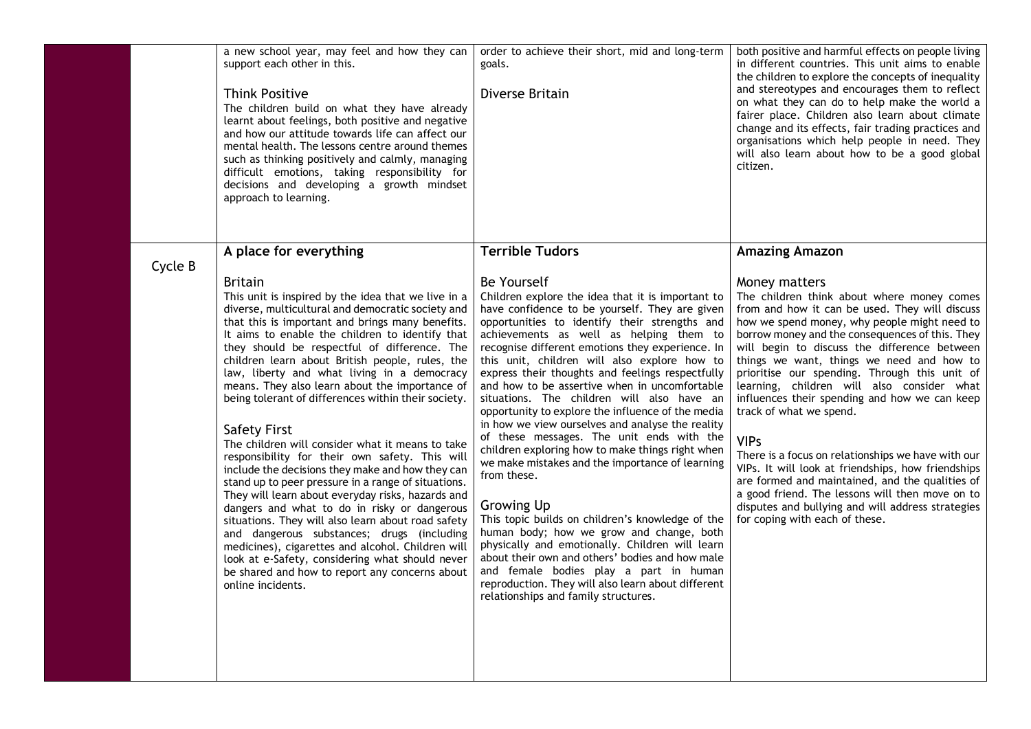| | | | | |
|---|---|---|---|---|
| | | a new school year, may feel and how they can support each other in this.<br><br>Think Positive<br>The children build on what they have already learnt about feelings, both positive and negative and how our attitude towards life can affect our mental health. The lessons centre around themes such as thinking positively and calmly, managing difficult emotions, taking responsibility for decisions and developing a growth mindset approach to learning. | order to achieve their short, mid and long-term goals.<br><br>Diverse Britain | both positive and harmful effects on people living in different countries. This unit aims to enable the children to explore the concepts of inequality and stereotypes and encourages them to reflect on what they can do to help make the world a fairer place. Children also learn about climate change and its effects, fair trading practices and organisations which help people in need. They will also learn about how to be a good global citizen. |
| | Cycle B | **A place for everything**<br><br>Britain<br>This unit is inspired by the idea that we live in a diverse, multicultural and democratic society and that this is important and brings many benefits. It aims to enable the children to identify that they should be respectful of difference. The children learn about British people, rules, the law, liberty and what living in a democracy means. They also learn about the importance of being tolerant of differences within their society.<br><br>Safety First<br>The children will consider what it means to take responsibility for their own safety. This will include the decisions they make and how they can stand up to peer pressure in a range of situations. They will learn about everyday risks, hazards and dangers and what to do in risky or dangerous situations. They will also learn about road safety and dangerous substances; drugs (including medicines), cigarettes and alcohol. Children will look at e-Safety, considering what should never be shared and how to report any concerns about online incidents. | **Terrible Tudors**<br><br>Be Yourself<br>Children explore the idea that it is important to have confidence to be yourself. They are given opportunities to identify their strengths and achievements as well as helping them to recognise different emotions they experience. In this unit, children will also explore how to express their thoughts and feelings respectfully and how to be assertive when in uncomfortable situations. The children will also have an opportunity to explore the influence of the media in how we view ourselves and analyse the reality of these messages. The unit ends with the children exploring how to make things right when we make mistakes and the importance of learning from these.<br><br>Growing Up<br>This topic builds on children's knowledge of the human body; how we grow and change, both physically and emotionally. Children will learn about their own and others' bodies and how male and female bodies play a part in human reproduction. They will also learn about different relationships and family structures. | **Amazing Amazon**<br><br>Money matters<br>The children think about where money comes from and how it can be used. They will discuss how we spend money, why people might need to borrow money and the consequences of this. They will begin to discuss the difference between things we want, things we need and how to prioritise our spending. Through this unit of learning, children will also consider what influences their spending and how we can keep track of what we spend.<br><br>VIPs<br>There is a focus on relationships we have with our VIPs. It will look at friendships, how friendships are formed and maintained, and the qualities of a good friend. The lessons will then move on to disputes and bullying and will address strategies for coping with each of these. |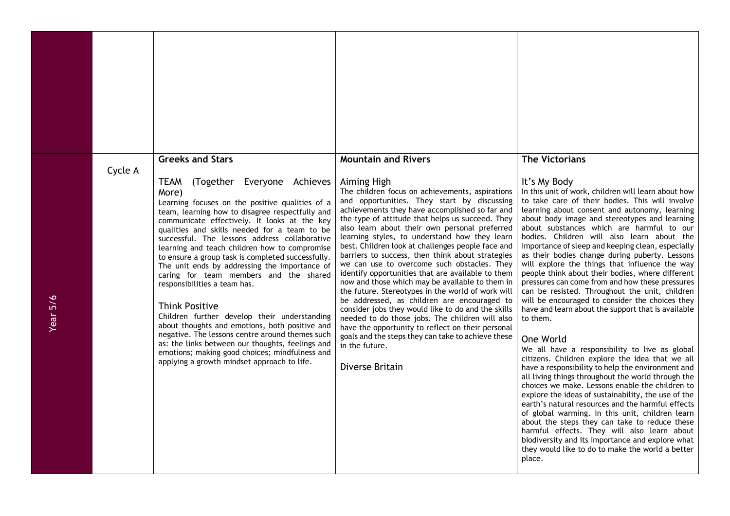| | | | | |
|---|---|---|---|---|
| | | | | |
| Year 5/6 | Cycle A | **Greeks and Stars**<br><br>TEAM (Together Everyone Achieves More)<br>Learning focuses on the positive qualities of a team, learning how to disagree respectfully and communicate effectively. It looks at the key qualities and skills needed for a team to be successful. The lessons address collaborative learning and teach children how to compromise to ensure a group task is completed successfully. The unit ends by addressing the importance of caring for team members and the shared responsibilities a team has.<br><br>Think Positive<br>Children further develop their understanding about thoughts and emotions, both positive and negative. The lessons centre around themes such as: the links between our thoughts, feelings and emotions; making good choices; mindfulness and applying a growth mindset approach to life. | **Mountain and Rivers**<br><br>Aiming High<br>The children focus on achievements, aspirations and opportunities. They start by discussing achievements they have accomplished so far and the type of attitude that helps us succeed. They also learn about their own personal preferred learning styles, to understand how they learn best. Children look at challenges people face and barriers to success, then think about strategies we can use to overcome such obstacles. They identify opportunities that are available to them now and those which may be available to them in the future. Stereotypes in the world of work will be addressed, as children are encouraged to consider jobs they would like to do and the skills needed to do those jobs. The children will also have the opportunity to reflect on their personal goals and the steps they can take to achieve these in the future.<br><br>Diverse Britain | **The Victorians**<br><br>It's My Body<br>In this unit of work, children will learn about how to take care of their bodies. This will involve learning about consent and autonomy, learning about body image and stereotypes and learning about substances which are harmful to our bodies. Children will also learn about the importance of sleep and keeping clean, especially as their bodies change during puberty. Lessons will explore the things that influence the way people think about their bodies, where different pressures can come from and how these pressures can be resisted. Throughout the unit, children will be encouraged to consider the choices they have and learn about the support that is available to them.<br><br>One World<br>We all have a responsibility to live as global citizens. Children explore the idea that we all have a responsibility to help the environment and all living things throughout the world through the choices we make. Lessons enable the children to explore the ideas of sustainability, the use of the earth's natural resources and the harmful effects of global warming. In this unit, children learn about the steps they can take to reduce these harmful effects. They will also learn about biodiversity and its importance and explore what they would like to do to make the world a better place. |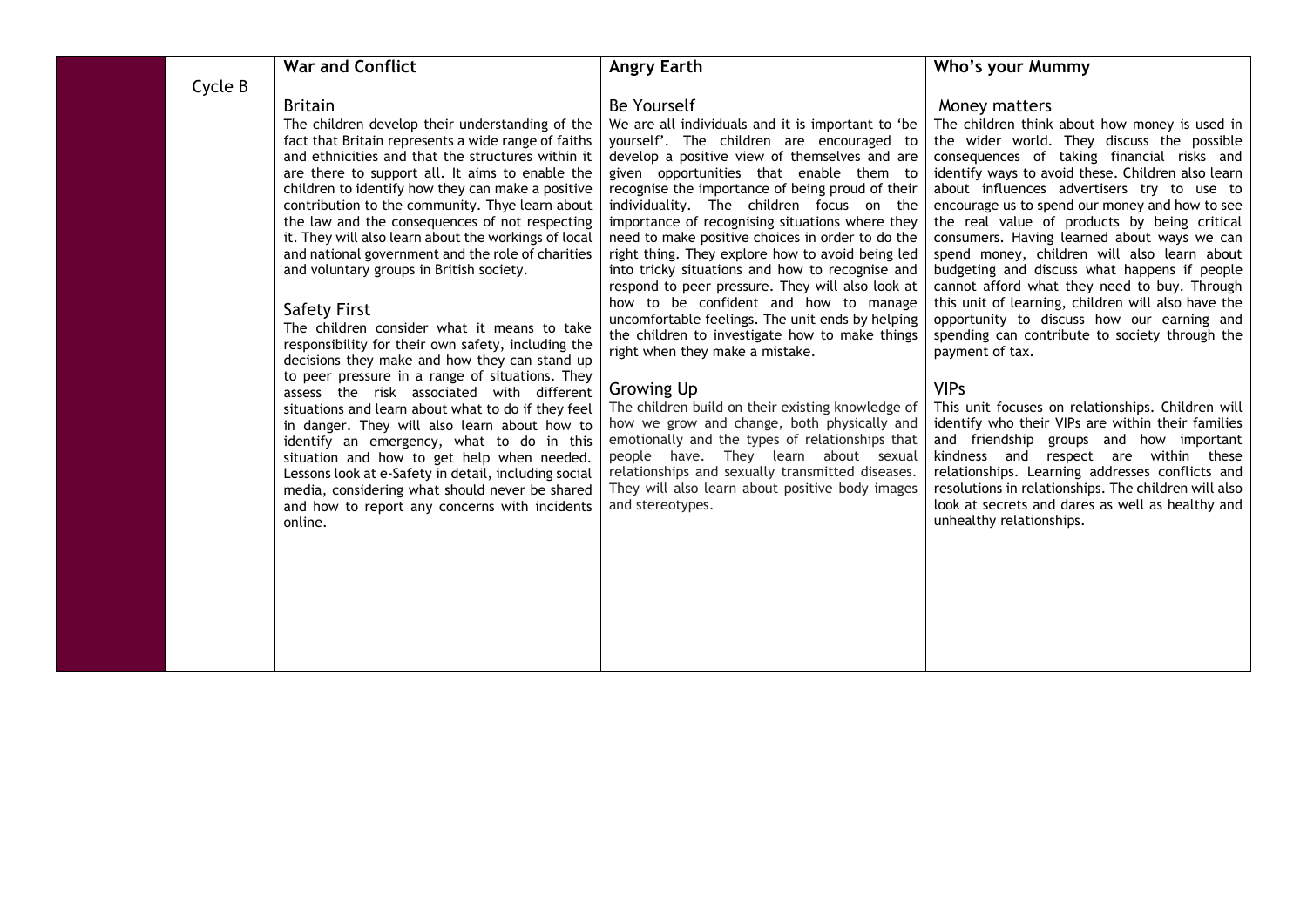| | | War and Conflict | Angry Earth | Who's your Mummy |
|---|---|---|---|---|
| | Cycle B | Britain<br>The children develop their understanding of the fact that Britain represents a wide range of faiths and ethnicities and that the structures within it are there to support all. It aims to enable the children to identify how they can make a positive contribution to the community. Thye learn about the law and the consequences of not respecting it. They will also learn about the workings of local and national government and the role of charities and voluntary groups in British society.<br><br>Safety First<br>The children consider what it means to take responsibility for their own safety, including the decisions they make and how they can stand up to peer pressure in a range of situations. They assess the risk associated with different situations and learn about what to do if they feel in danger. They will also learn about how to identify an emergency, what to do in this situation and how to get help when needed. Lessons look at e-Safety in detail, including social media, considering what should never be shared and how to report any concerns with incidents online. | Be Yourself<br>We are all individuals and it is important to 'be yourself'. The children are encouraged to develop a positive view of themselves and are given opportunities that enable them to recognise the importance of being proud of their individuality. The children focus on the importance of recognising situations where they need to make positive choices in order to do the right thing. They explore how to avoid being led into tricky situations and how to recognise and respond to peer pressure. They will also look at how to be confident and how to manage uncomfortable feelings. The unit ends by helping the children to investigate how to make things right when they make a mistake.<br><br>Growing Up<br>The children build on their existing knowledge of how we grow and change, both physically and emotionally and the types of relationships that people have. They learn about sexual relationships and sexually transmitted diseases. They will also learn about positive body images and stereotypes. | Money matters<br>The children think about how money is used in the wider world. They discuss the possible consequences of taking financial risks and identify ways to avoid these. Children also learn about influences advertisers try to use to encourage us to spend our money and how to see the real value of products by being critical consumers. Having learned about ways we can spend money, children will also learn about budgeting and discuss what happens if people cannot afford what they need to buy. Through this unit of learning, children will also have the opportunity to discuss how our earning and spending can contribute to society through the payment of tax.<br><br>VIPs<br>This unit focuses on relationships. Children will identify who their VIPs are within their families and friendship groups and how important kindness and respect are within these relationships. Learning addresses conflicts and resolutions in relationships. The children will also look at secrets and dares as well as healthy and unhealthy relationships. |